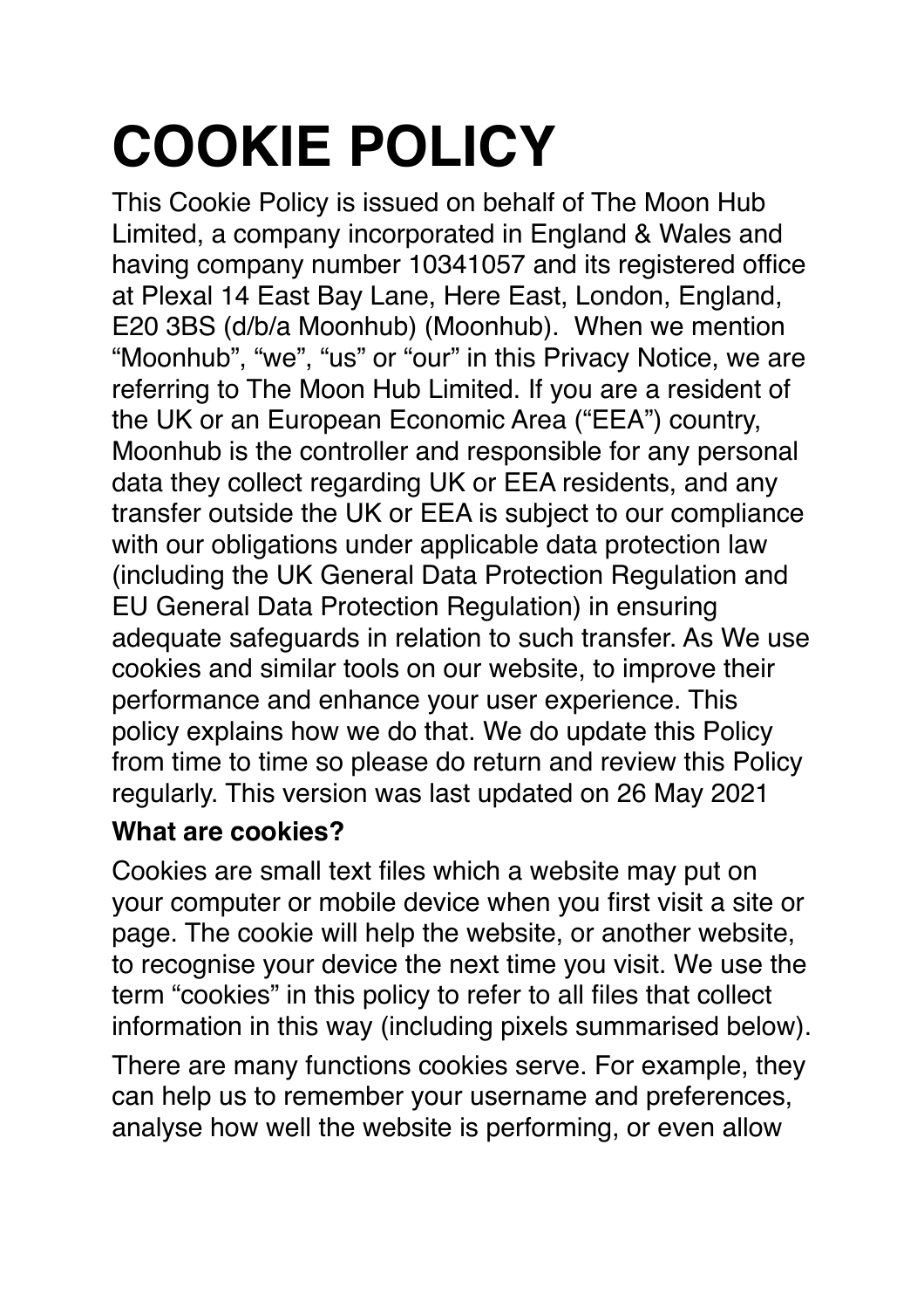# COOKIE POLICY

This Cookie Policy is issued on behalf of The Moon Hub Limited, a company incorporated in England & Wales and having company number 10341057 and its registered office at Plexal 14 East Bay Lane, Here East, London, England, E20 3BS (d/b/a Moonhub) (Moonhub). When we mention "Moonhub", "we", "us" or "our" in this Privacy Notice, we are referring to The Moon Hub Limited. If you are a resident of the UK or an European Economic Area ("EEA") country, Moonhub is the controller and responsible for any personal data they collect regarding UK or EEA residents, and any transfer outside the UK or EEA is subject to our compliance with our obligations under applicable data protection law (including the UK General Data Protection Regulation and EU General Data Protection Regulation) in ensuring adequate safeguards in relation to such transfer. As We use cookies and similar tools on our website, to improve their performance and enhance your user experience. This policy explains how we do that. We do update this Policy from time to time so please do return and review this Policy regularly. This version was last updated on 26 May 2021

**What are cookies?**

Cookies are small text files which a website may put on your computer or mobile device when you first visit a site or page. The cookie will help the website, or another website, to recognise your device the next time you visit. We use the term "cookies" in this policy to refer to all files that collect information in this way (including pixels summarised below).

There are many functions cookies serve. For example, they can help us to remember your username and preferences, analyse how well the website is performing, or even allow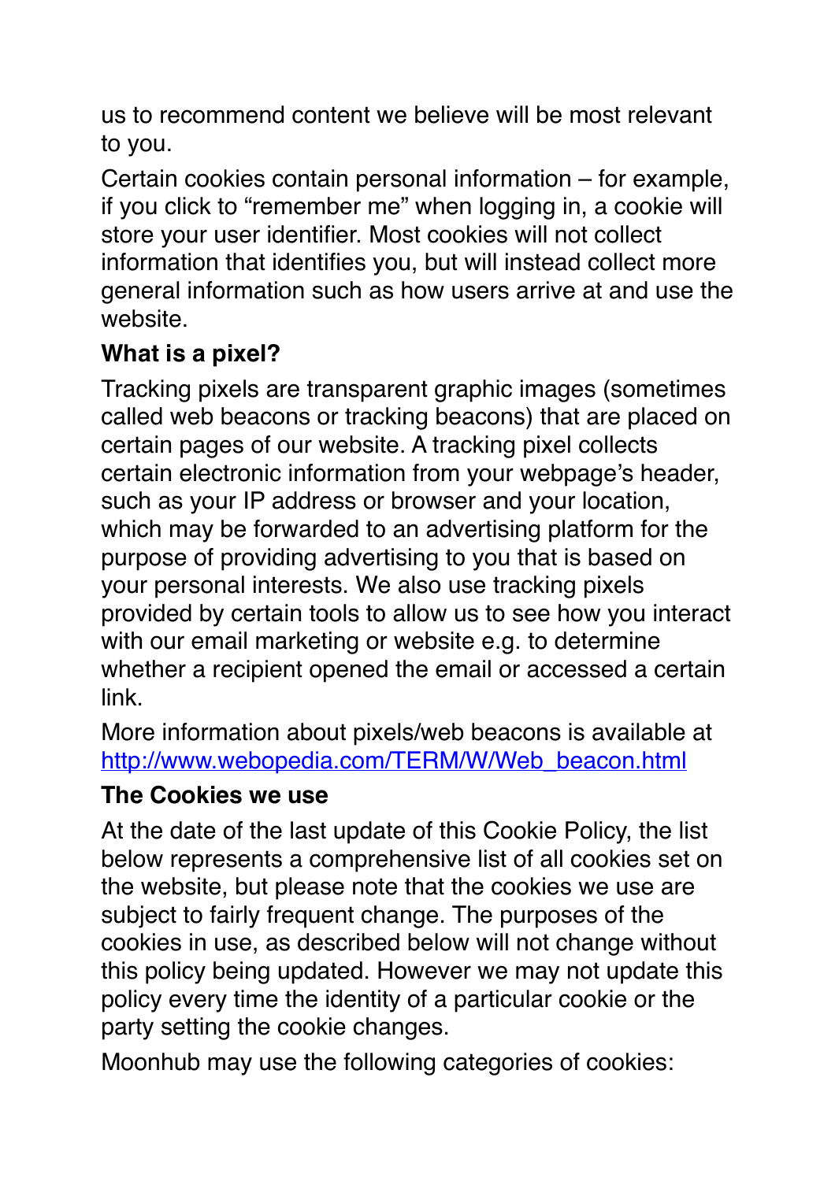us to recommend content we believe will be most relevant to you.

Certain cookies contain personal information – for example, if you click to "remember me" when logging in, a cookie will store your user identifier. Most cookies will not collect information that identifies you, but will instead collect more general information such as how users arrive at and use the website.

**What is a pixel?**

Tracking pixels are transparent graphic images (sometimes called web beacons or tracking beacons) that are placed on certain pages of our website. A tracking pixel collects certain electronic information from your webpage's header, such as your IP address or browser and your location, which may be forwarded to an advertising platform for the purpose of providing advertising to you that is based on your personal interests. We also use tracking pixels provided by certain tools to allow us to see how you interact with our email marketing or website e.g. to determine whether a recipient opened the email or accessed a certain link.

More information about pixels/web beacons is available at [http://www.webopedia.com/TERM/W/Web_beacon.html](http://www.webopedia.com/TERM/W/Web_beacon.html)

**The Cookies we use**

At the date of the last update of this Cookie Policy, the list below represents a comprehensive list of all cookies set on the website, but please note that the cookies we use are subject to fairly frequent change. The purposes of the cookies in use, as described below will not change without this policy being updated. However we may not update this policy every time the identity of a particular cookie or the party setting the cookie changes.

Moonhub may use the following categories of cookies: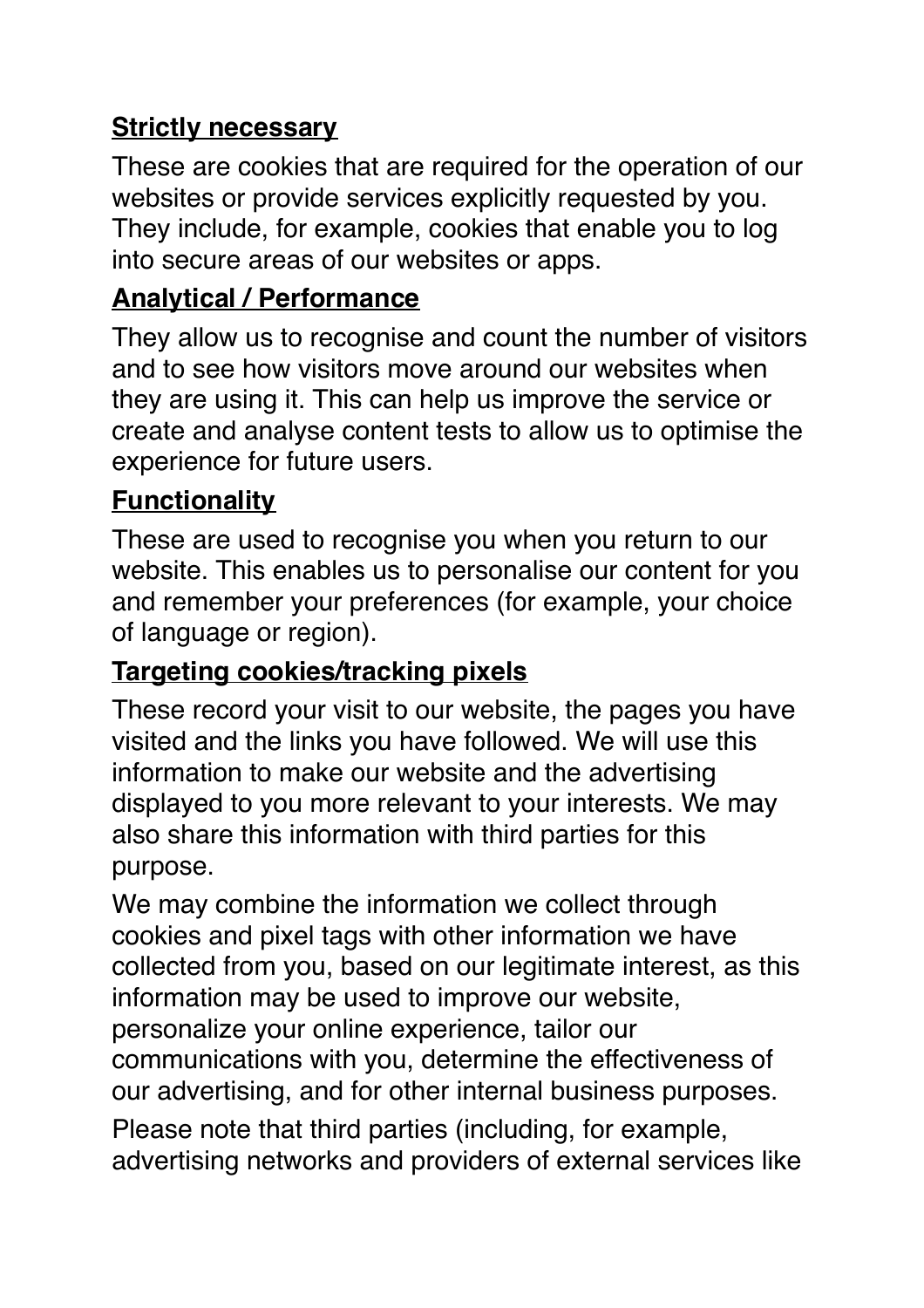**Strictly necessary**

These are cookies that are required for the operation of our websites or provide services explicitly requested by you. They include, for example, cookies that enable you to log into secure areas of our websites or apps.

**Analytical / Performance**

They allow us to recognise and count the number of visitors and to see how visitors move around our websites when they are using it. This can help us improve the service or create and analyse content tests to allow us to optimise the experience for future users.

**Functionality**

These are used to recognise you when you return to our website. This enables us to personalise our content for you and remember your preferences (for example, your choice of language or region).

**Targeting cookies/tracking pixels**

These record your visit to our website, the pages you have visited and the links you have followed. We will use this information to make our website and the advertising displayed to you more relevant to your interests. We may also share this information with third parties for this purpose.

We may combine the information we collect through cookies and pixel tags with other information we have collected from you, based on our legitimate interest, as this information may be used to improve our website, personalize your online experience, tailor our communications with you, determine the effectiveness of our advertising, and for other internal business purposes.

Please note that third parties (including, for example, advertising networks and providers of external services like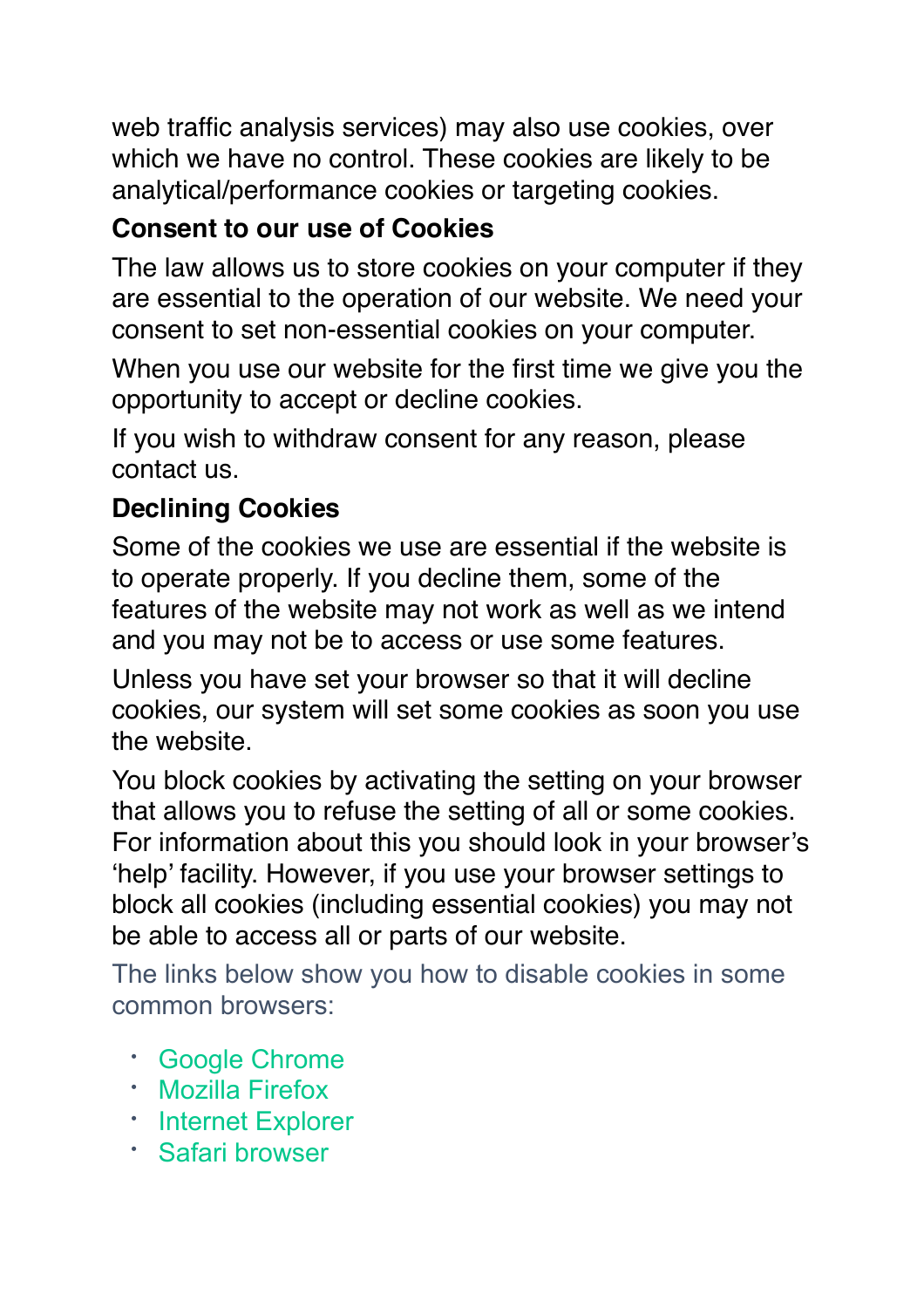web traffic analysis services) may also use cookies, over which we have no control. These cookies are likely to be analytical/performance cookies or targeting cookies.

**Consent to our use of Cookies**

The law allows us to store cookies on your computer if they are essential to the operation of our website. We need your consent to set non-essential cookies on your computer.

When you use our website for the first time we give you the opportunity to accept or decline cookies.

If you wish to withdraw consent for any reason, please contact us.

**Declining Cookies**

Some of the cookies we use are essential if the website is to operate properly. If you decline them, some of the features of the website may not work as well as we intend and you may not be to access or use some features.

Unless you have set your browser so that it will decline cookies, our system will set some cookies as soon you use the website.

You block cookies by activating the setting on your browser that allows you to refuse the setting of all or some cookies. For information about this you should look in your browser's 'help' facility. However, if you use your browser settings to block all cookies (including essential cookies) you may not be able to access all or parts of our website.

The links below show you how to disable cookies in some common browsers:

- Google Chrome
- Mozilla Firefox
- Internet Explorer
- Safari browser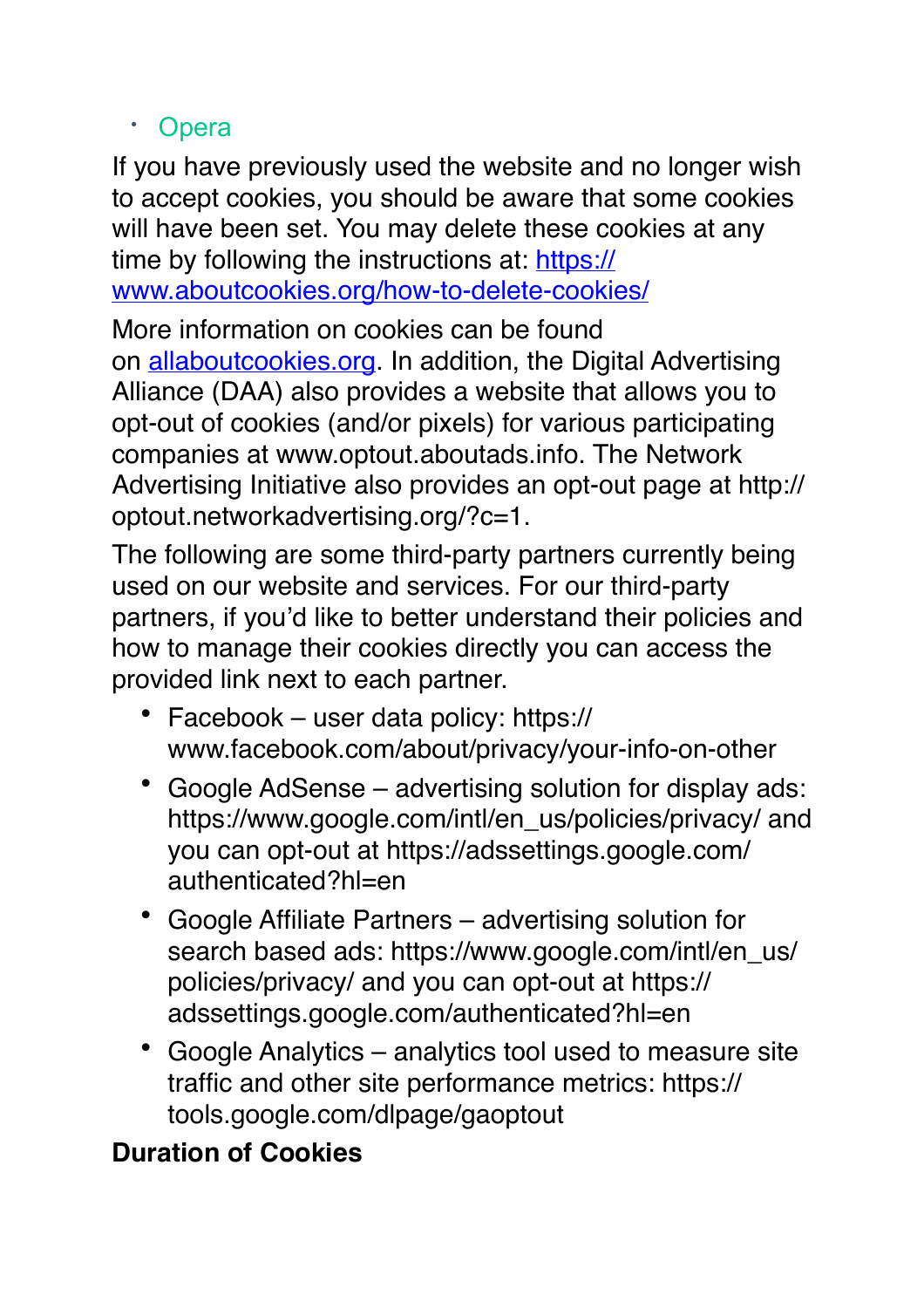- Opera

If you have previously used the website and no longer wish to accept cookies, you should be aware that some cookies will have been set. You may delete these cookies at any time by following the instructions at: [https://www.aboutcookies.org/how-to-delete-cookies/](https://www.aboutcookies.org/how-to-delete-cookies/)

More information on cookies can be found on [allaboutcookies.org](allaboutcookies.org). In addition, the Digital Advertising Alliance (DAA) also provides a website that allows you to opt-out of cookies (and/or pixels) for various participating companies at www.optout.aboutads.info. The Network Advertising Initiative also provides an opt-out page at http://optout.networkadvertising.org/?c=1.

The following are some third-party partners currently being used on our website and services. For our third-party partners, if you'd like to better understand their policies and how to manage their cookies directly you can access the provided link next to each partner.

- Facebook – user data policy: https://www.facebook.com/about/privacy/your-info-on-other
- Google AdSense – advertising solution for display ads: https://www.google.com/intl/en_us/policies/privacy/ and you can opt-out at https://adssettings.google.com/authenticated?hl=en
- Google Affiliate Partners – advertising solution for search based ads: https://www.google.com/intl/en_us/policies/privacy/ and you can opt-out at https://adssettings.google.com/authenticated?hl=en
- Google Analytics – analytics tool used to measure site traffic and other site performance metrics: https://tools.google.com/dlpage/gaoptout

**Duration of Cookies**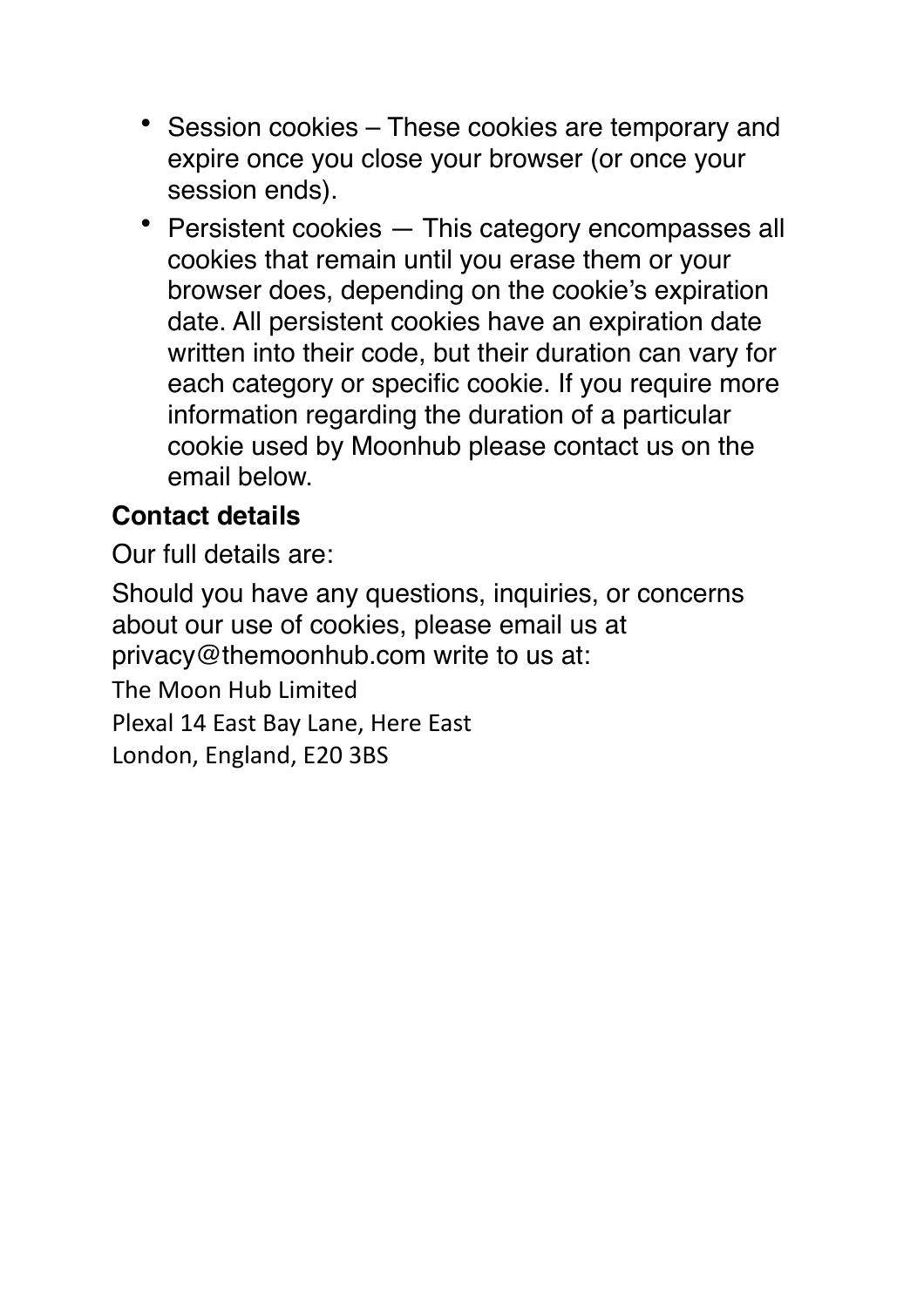- Session cookies – These cookies are temporary and expire once you close your browser (or once your session ends).
- Persistent cookies — This category encompasses all cookies that remain until you erase them or your browser does, depending on the cookie's expiration date. All persistent cookies have an expiration date written into their code, but their duration can vary for each category or specific cookie. If you require more information regarding the duration of a particular cookie used by Moonhub please contact us on the email below.

**Contact details**

Our full details are:

Should you have any questions, inquiries, or concerns about our use of cookies, please email us at privacy@themoonhub.com write to us at:

The Moon Hub Limited
Plexal 14 East Bay Lane, Here East
London, England, E20 3BS